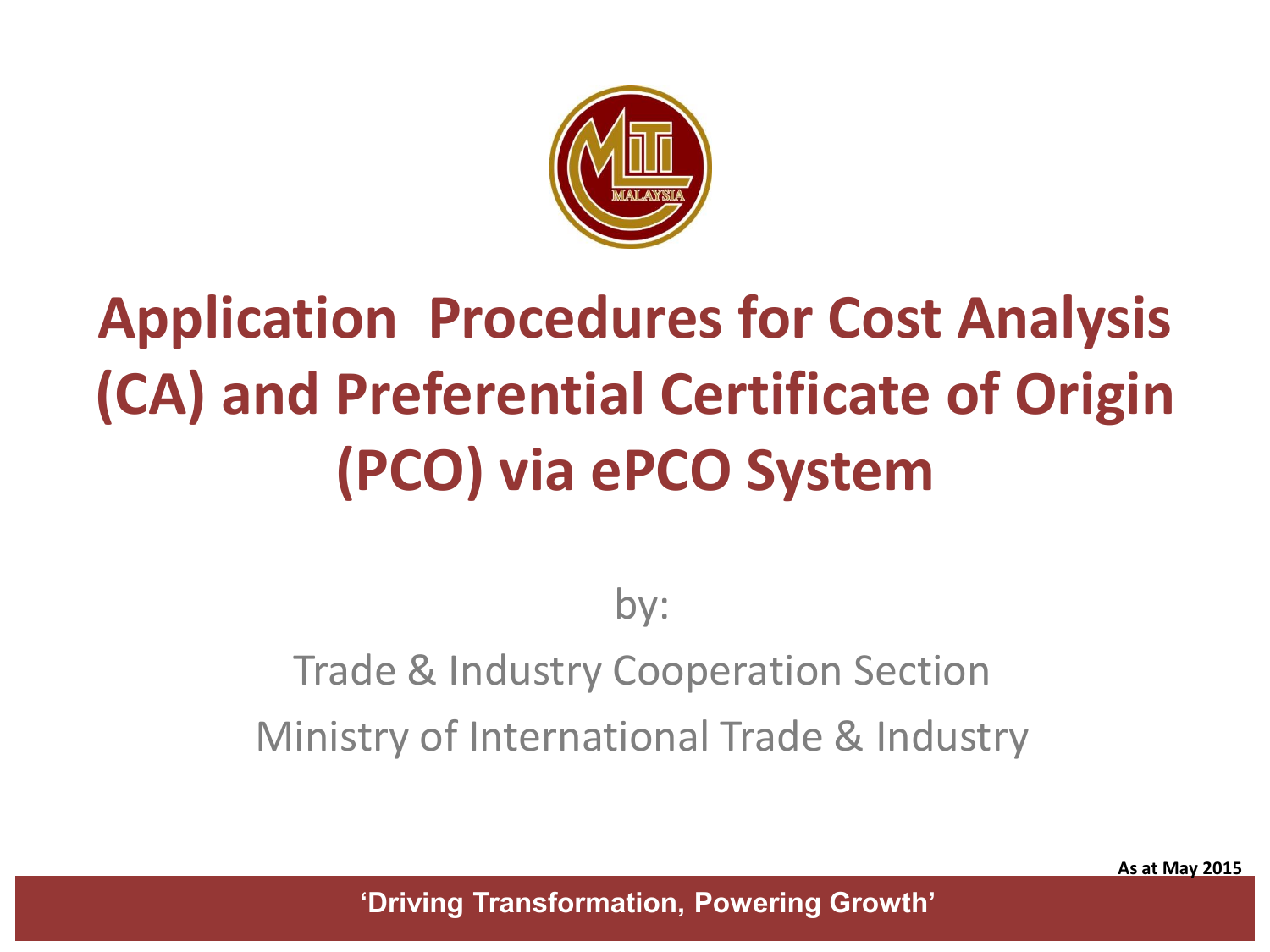# Application Procedures for Cost Analysis (CA) and Preferential Certificate of Origin (PCO) via ePCO System

by:

Trade & Industry Cooperation Section

Ministry of International Trade & Industry

**As at May 2015**

**'Driving Transformation, Powering Growth'**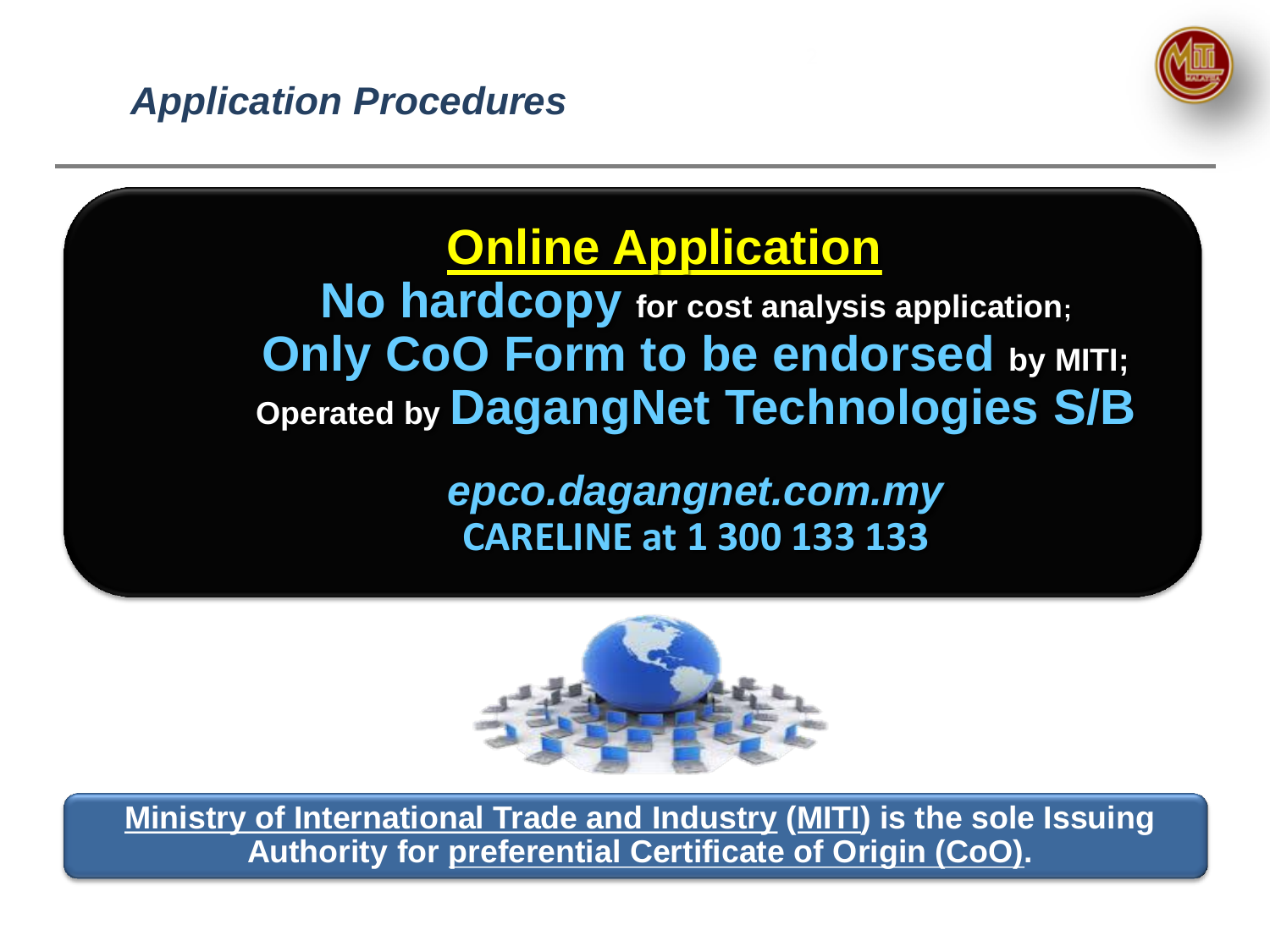## *Application Procedures*

### Online Application

**No hardcopy** for cost analysis application;

**Only CoO Form to be endorsed** by MITI;

Operated by **DagangNet Technologies S/B**

*epco.dagangnet.com.my*

**CARELINE at 1 300 133 133**

**Ministry of International Trade and Industry (MITI) is the sole Issuing Authority for preferential Certificate of Origin (CoO).**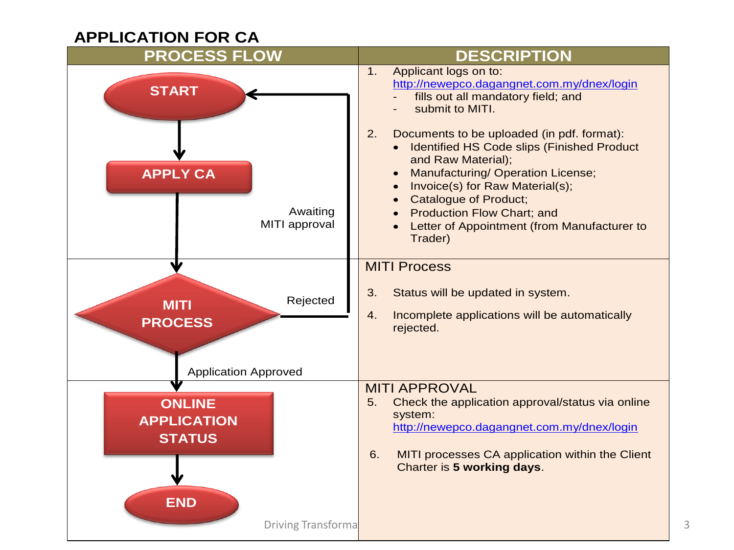# APPLICATION FOR CA

| PROCESS FLOW | DESCRIPTION |
|---|---|
| START → APPLY CA (Awaiting MITI approval) | 1. Applicant logs on to: [http://newepco.dagangnet.com.my/dnex/login](http://newepco.dagangnet.com.my/dnex/login)<br>- fills out all mandatory field; and<br>- submit to MITI.<br><br>2. Documents to be uploaded (in pdf. format):<br>• Identified HS Code slips (Finished Product and Raw Material);<br>• Manufacturing/ Operation License;<br>• Invoice(s) for Raw Material(s);<br>• Catalogue of Product;<br>• Production Flow Chart; and<br>• Letter of Appointment (from Manufacturer to Trader) |
| MITI PROCESS (Rejected → START; Application Approved → ONLINE APPLICATION STATUS) | MITI Process<br><br>3. Status will be updated in system.<br><br>4. Incomplete applications will be automatically rejected. |
| ONLINE APPLICATION STATUS → END | MITI APPROVAL<br>5. Check the application approval/status via online system: [http://newepco.dagangnet.com.my/dnex/login](http://newepco.dagangnet.com.my/dnex/login)<br><br>6. MITI processes CA application within the Client Charter is **5 working days**. |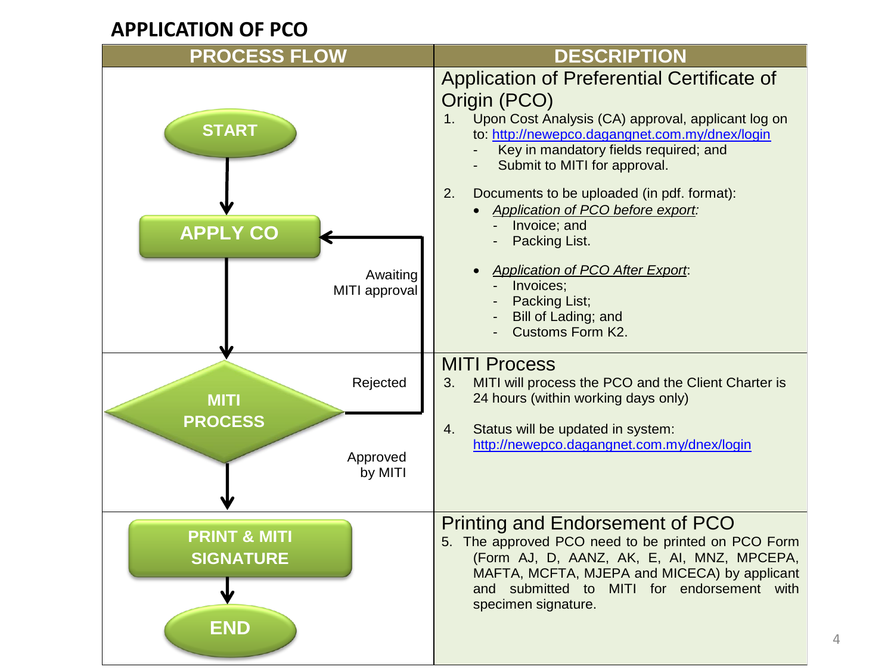# APPLICATION OF PCO

| PROCESS FLOW | DESCRIPTION |
| --- | --- |
| START → APPLY CO (Awaiting MITI approval) | **Application of Preferential Certificate of Origin (PCO)**<br>1. Upon Cost Analysis (CA) approval, applicant log on to: http://newepco.dagangnet.com.my/dnex/login<br>- Key in mandatory fields required; and<br>- Submit to MITI for approval.<br><br>2. Documents to be uploaded (in pdf. format):<br>• *Application of PCO before export:*<br>- Invoice; and<br>- Packing List.<br><br>• *Application of PCO After Export*:<br>- Invoices;<br>- Packing List;<br>- Bill of Lading; and<br>- Customs Form K2. |
| MITI PROCESS (Rejected → APPLY CO; Approved by MITI → PRINT & MITI SIGNATURE) | **MITI Process**<br>3. MITI will process the PCO and the Client Charter is 24 hours (within working days only)<br><br>4. Status will be updated in system: http://newepco.dagangnet.com.my/dnex/login |
| PRINT & MITI SIGNATURE → END | **Printing and Endorsement of PCO**<br>5. The approved PCO need to be printed on PCO Form (Form AJ, D, AANZ, AK, E, AI, MNZ, MPCEPA, MAFTA, MCFTA, MJEPA and MICECA) by applicant and submitted to MITI for endorsement with specimen signature. |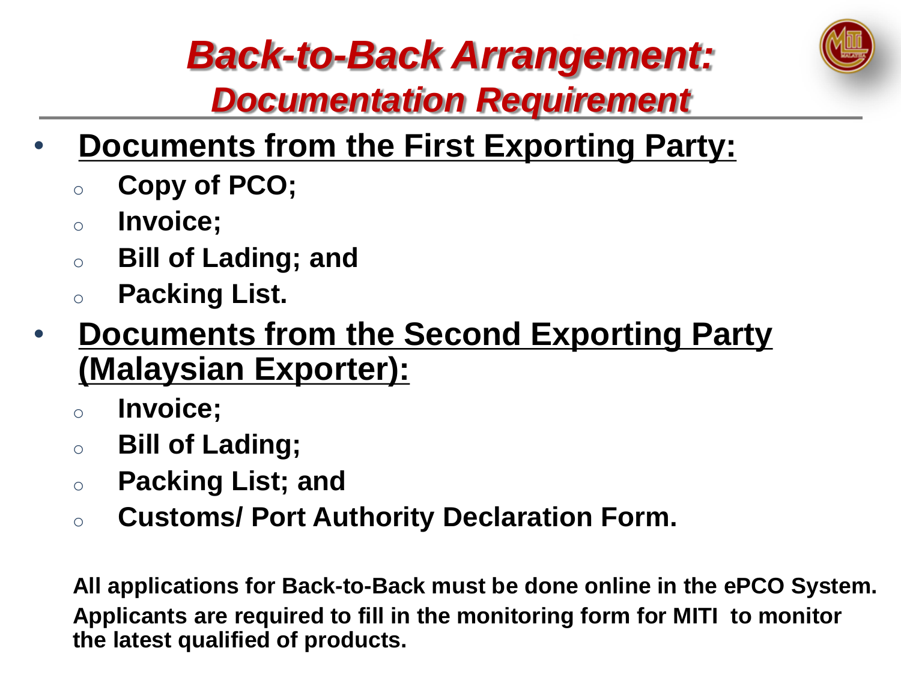# *Back-to-Back Arrangement:*
## *Documentation Requirement*

- **Documents from the First Exporting Party:**
  - **Copy of PCO;**
  - **Invoice;**
  - **Bill of Lading; and**
  - **Packing List.**
- **Documents from the Second Exporting Party (Malaysian Exporter):**
  - **Invoice;**
  - **Bill of Lading;**
  - **Packing List; and**
  - **Customs/ Port Authority Declaration Form.**

**All applications for Back-to-Back must be done online in the ePCO System. Applicants are required to fill in the monitoring form for MITI to monitor the latest qualified of products.**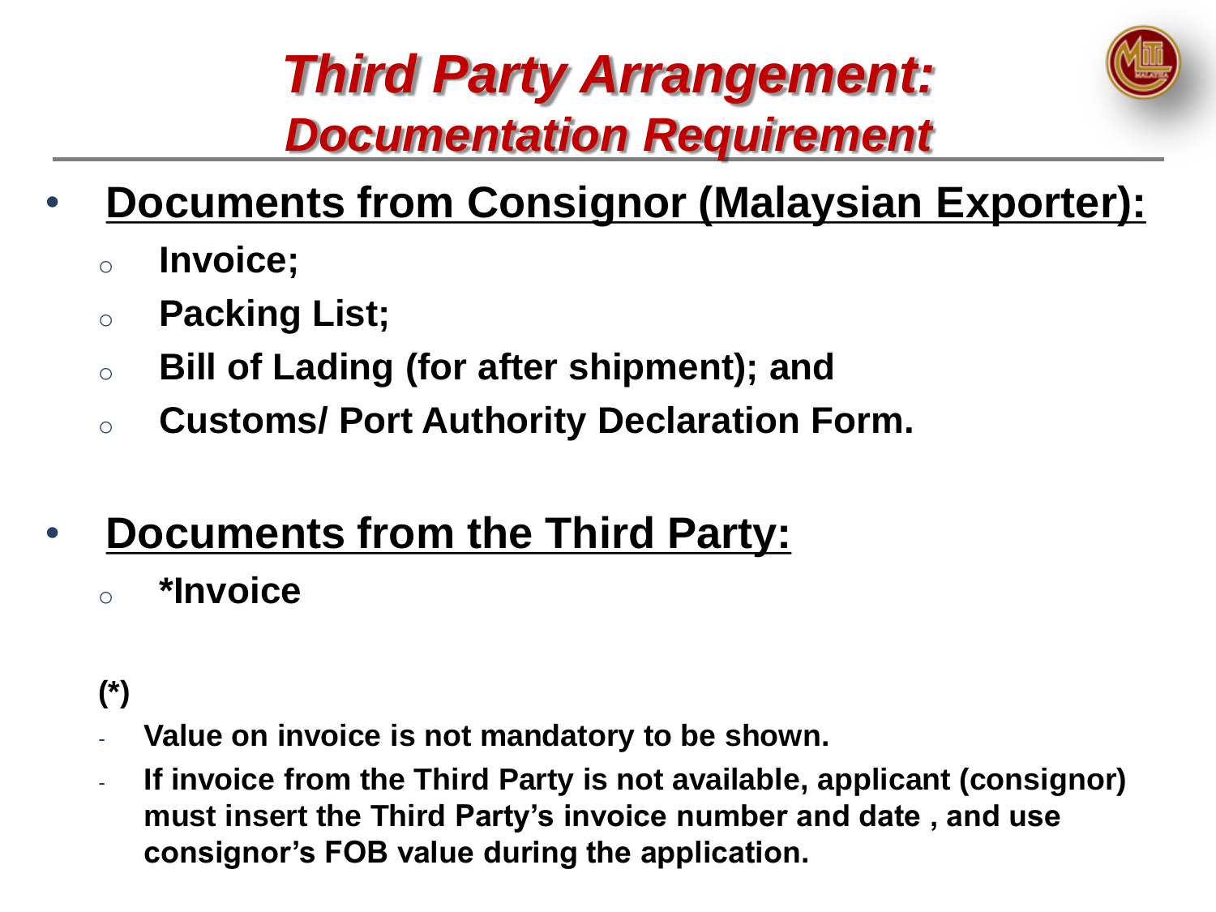# *Third Party Arrangement: Documentation Requirement*

- **Documents from Consignor (Malaysian Exporter):**
  - **Invoice;**
  - **Packing List;**
  - **Bill of Lading (for after shipment); and**
  - **Customs/ Port Authority Declaration Form.**

- **Documents from the Third Party:**
  - ***Invoice**

**(*)**

- **Value on invoice is not mandatory to be shown.**
- **If invoice from the Third Party is not available, applicant (consignor) must insert the Third Party's invoice number and date , and use consignor's FOB value during the application.**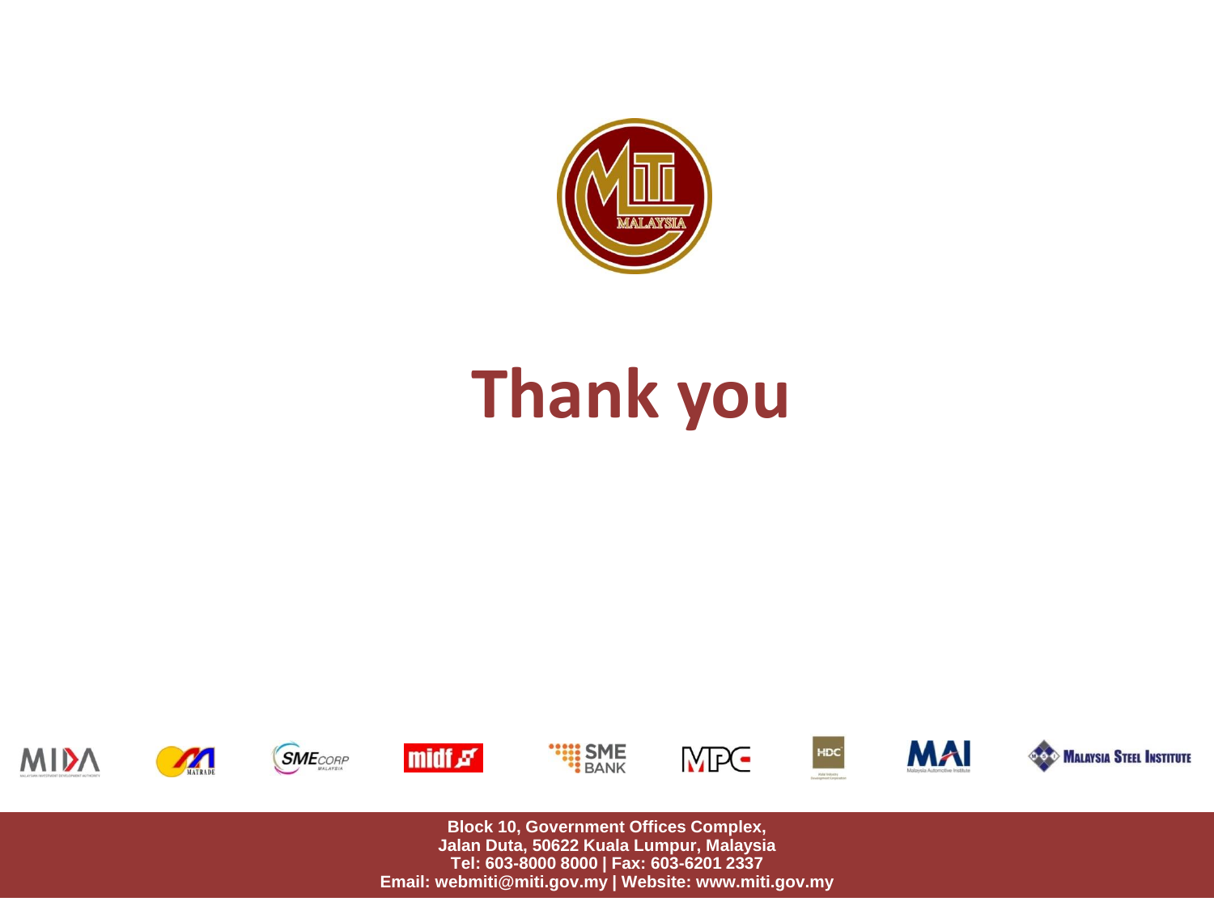# Thank you

**Block 10, Government Offices Complex,**
**Jalan Duta, 50622 Kuala Lumpur, Malaysia**
**Tel: 603-8000 8000 | Fax: 603-6201 2337**
**Email: webmiti@miti.gov.my | Website: www.miti.gov.my**